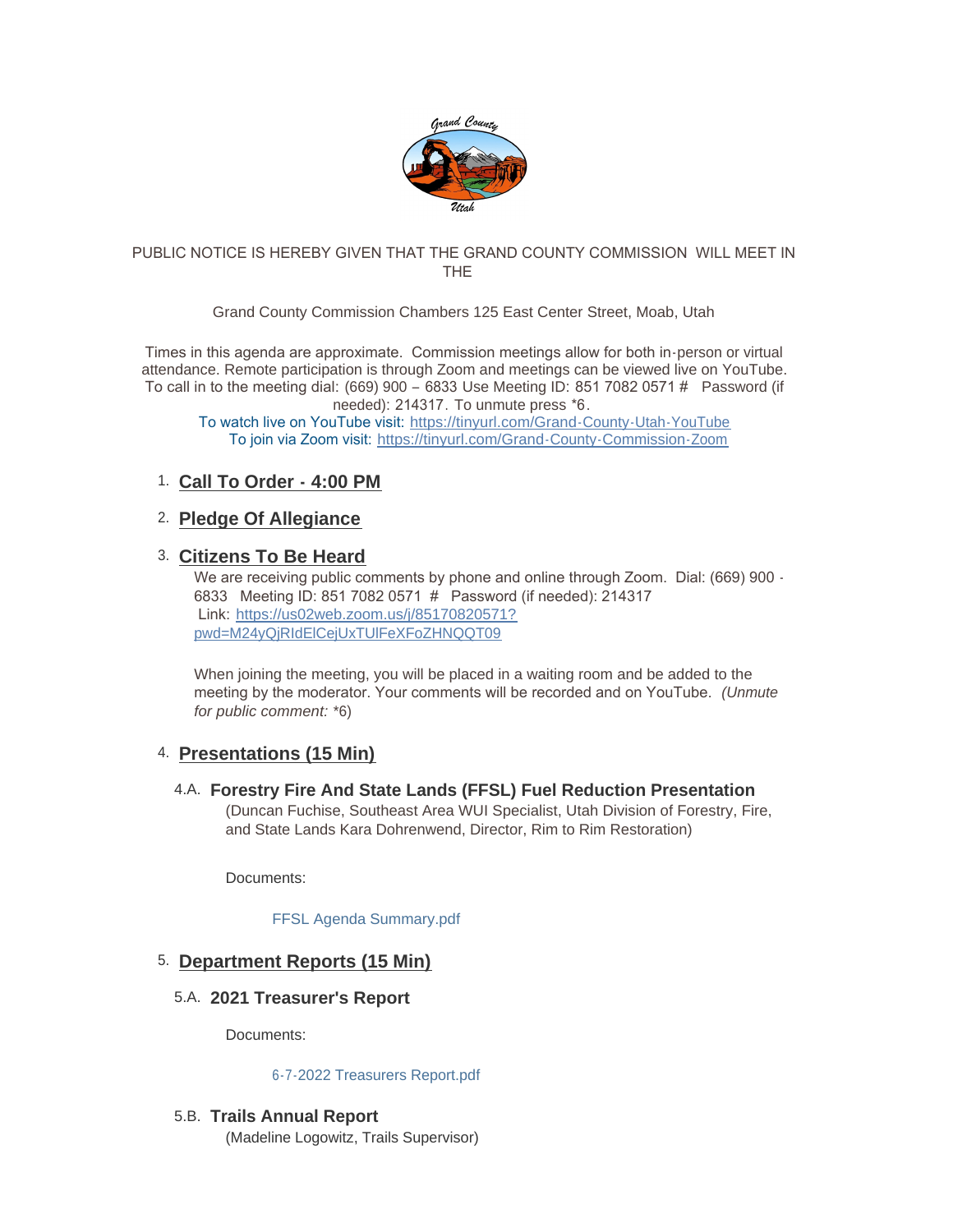PUBLIC NOTICE IS HEREBY GIVEN THAT THE GRAND COUNTY COMMISSION WILL MEET IN THE

Grand County Commission Chambers 125 East Center Street, Moab, Utah

Times in this agenda are approximate. Commission meetings allow for both in-person or virtual attendance. Remote participation is through Zoom and meetings can be viewed live on YouTube. To call in to the meeting dial: (669) 900 – 6833 Use Meeting ID: 851 7082 0571 # Password (if needed): 214317. To unmute press *6.

To watch live on YouTube visit: [https://tinyurl.com/Grand-County-Utah-YouTube](https://tinyurl.com/Grand-County-Utah-YouTube)

To join via Zoom visit: [https://tinyurl.com/Grand-County-Commission-Zoom](https://tinyurl.com/Grand-County-Commission-Zoom)

## 1. Call To Order - 4:00 PM

## 2. Pledge Of Allegiance

## 3. Citizens To Be Heard

We are receiving public comments by phone and online through Zoom. Dial: (669) 900 - 6833 Meeting ID: 851 7082 0571 # Password (if needed): 214317
Link: [https://us02web.zoom.us/j/85170820571?pwd=M24yQjRIdElCejUxTUlFeXFoZHNQQT09](https://us02web.zoom.us/j/85170820571?pwd=M24yQjRIdElCejUxTUlFeXFoZHNQQT09)

When joining the meeting, you will be placed in a waiting room and be added to the meeting by the moderator. Your comments will be recorded and on YouTube. *(Unmute for public comment:* *6)

## 4. Presentations (15 Min)

### 4.A. Forestry Fire And State Lands (FFSL) Fuel Reduction Presentation

(Duncan Fuchise, Southeast Area WUI Specialist, Utah Division of Forestry, Fire, and State Lands Kara Dohrenwend, Director, Rim to Rim Restoration)

Documents:

FFSL Agenda Summary.pdf

## 5. Department Reports (15 Min)

### 5.A. 2021 Treasurer's Report

Documents:

6-7-2022 Treasurers Report.pdf

### 5.B. Trails Annual Report

(Madeline Logowitz, Trails Supervisor)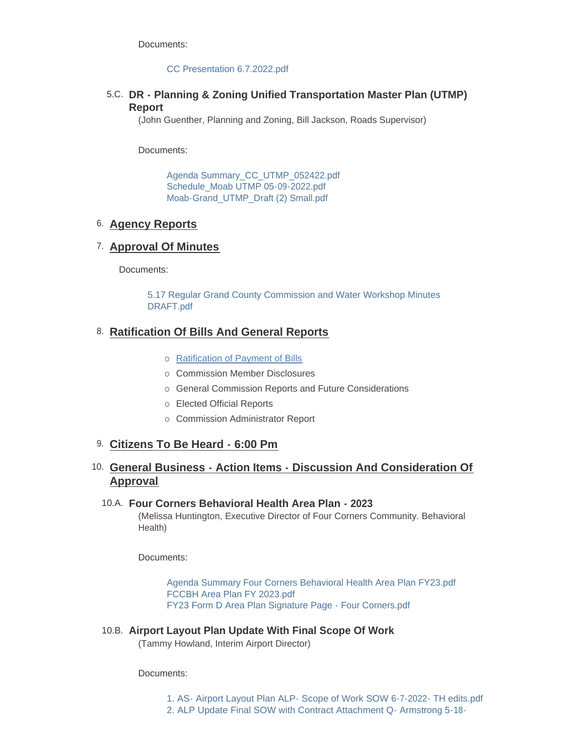Documents:

CC Presentation 6.7.2022.pdf

### 5.C. DR - Planning & Zoning Unified Transportation Master Plan (UTMP) Report

(John Guenther, Planning and Zoning, Bill Jackson, Roads Supervisor)

Documents:

Agenda Summary_CC_UTMP_052422.pdf
Schedule_Moab UTMP 05-09-2022.pdf
Moab-Grand_UTMP_Draft (2) Small.pdf

## 6. Agency Reports

## 7. Approval Of Minutes

Documents:

5.17 Regular Grand County Commission and Water Workshop Minutes DRAFT.pdf

## 8. Ratification Of Bills And General Reports

- Ratification of Payment of Bills
- Commission Member Disclosures
- General Commission Reports and Future Considerations
- Elected Official Reports
- Commission Administrator Report

## 9. Citizens To Be Heard - 6:00 Pm

## 10. General Business - Action Items - Discussion And Consideration Of Approval

### 10.A. Four Corners Behavioral Health Area Plan - 2023

(Melissa Huntington, Executive Director of Four Corners Community. Behavioral Health)

Documents:

Agenda Summary Four Corners Behavioral Health Area Plan FY23.pdf
FCCBH Area Plan FY 2023.pdf
FY23 Form D Area Plan Signature Page - Four Corners.pdf

### 10.B. Airport Layout Plan Update With Final Scope Of Work

(Tammy Howland, Interim Airport Director)

Documents:

1. AS- Airport Layout Plan ALP- Scope of Work SOW 6-7-2022- TH edits.pdf
2. ALP Update Final SOW with Contract Attachment Q- Armstrong 5-18-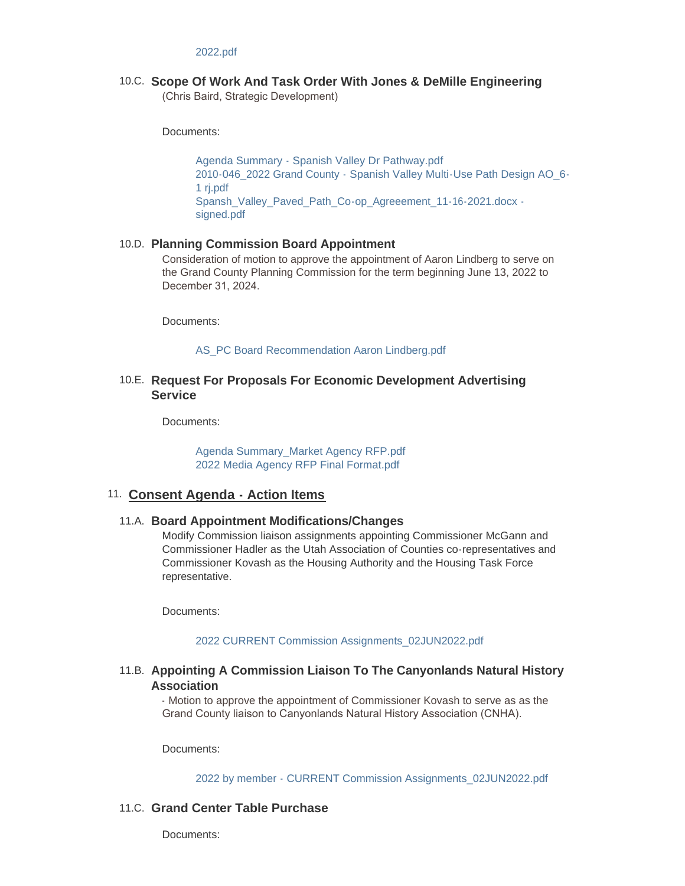2022.pdf

### 10.C. Scope Of Work And Task Order With Jones & DeMille Engineering

(Chris Baird, Strategic Development)

Documents:

- Agenda Summary - Spanish Valley Dr Pathway.pdf
- 2010-046_2022 Grand County - Spanish Valley Multi-Use Path Design AO_6-1 rj.pdf
- Spansh_Valley_Paved_Path_Co-op_Agreeement_11-16-2021.docx - signed.pdf

### 10.D. Planning Commission Board Appointment

Consideration of motion to approve the appointment of Aaron Lindberg to serve on the Grand County Planning Commission for the term beginning June 13, 2022 to December 31, 2024.

Documents:

- AS_PC Board Recommendation Aaron Lindberg.pdf

### 10.E. Request For Proposals For Economic Development Advertising Service

Documents:

- Agenda Summary_Market Agency RFP.pdf
- 2022 Media Agency RFP Final Format.pdf

## 11. Consent Agenda - Action Items

### 11.A. Board Appointment Modifications/Changes

Modify Commission liaison assignments appointing Commissioner McGann and Commissioner Hadler as the Utah Association of Counties co-representatives and Commissioner Kovash as the Housing Authority and the Housing Task Force representative.

Documents:

- 2022 CURRENT Commission Assignments_02JUN2022.pdf

### 11.B. Appointing A Commission Liaison To The Canyonlands Natural History Association

- Motion to approve the appointment of Commissioner Kovash to serve as as the Grand County liaison to Canyonlands Natural History Association (CNHA).

Documents:

- 2022 by member - CURRENT Commission Assignments_02JUN2022.pdf

### 11.C. Grand Center Table Purchase

Documents: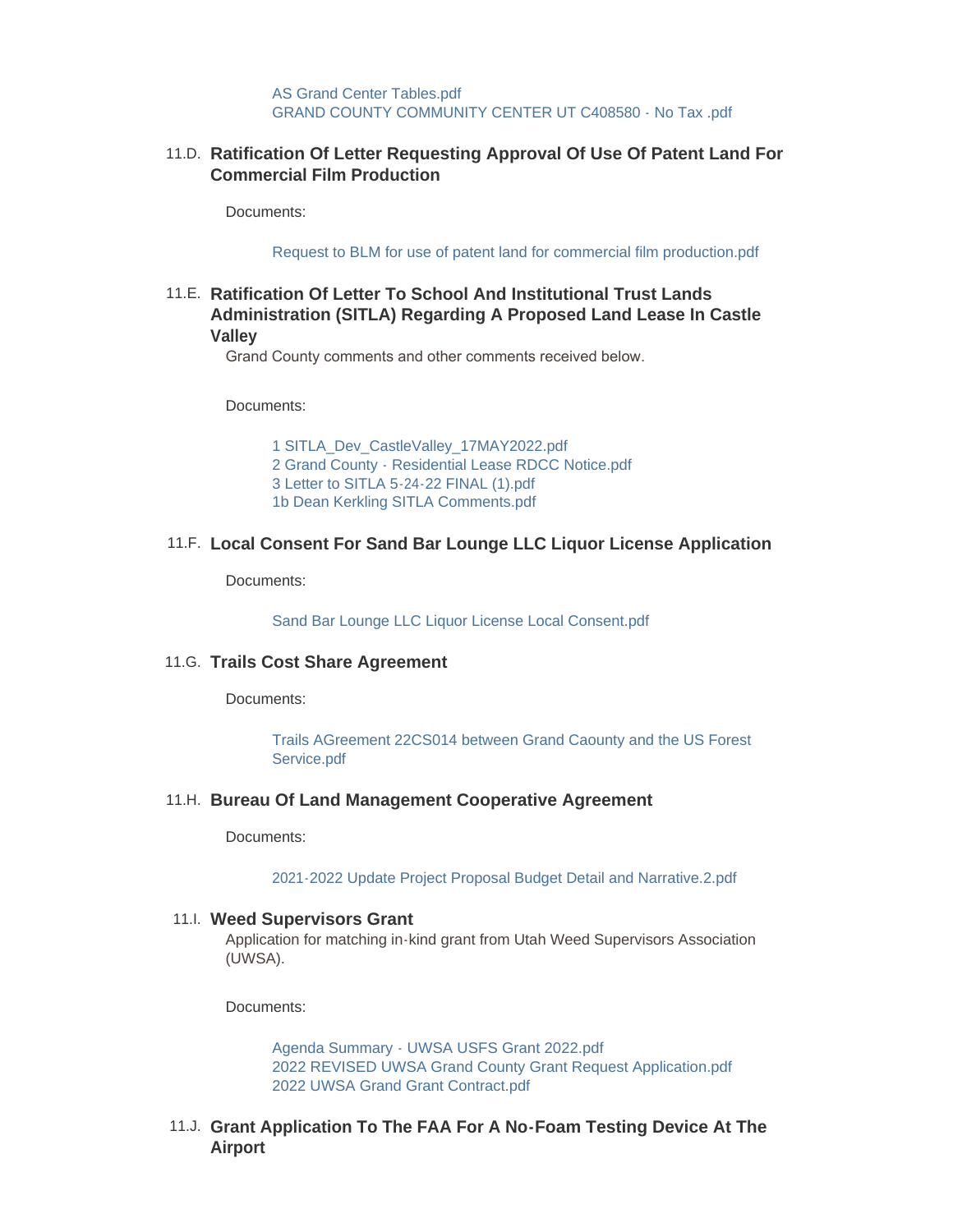AS Grand Center Tables.pdf
GRAND COUNTY COMMUNITY CENTER UT C408580 - No Tax .pdf

### 11.D. Ratification Of Letter Requesting Approval Of Use Of Patent Land For Commercial Film Production

Documents:

Request to BLM for use of patent land for commercial film production.pdf

### 11.E. Ratification Of Letter To School And Institutional Trust Lands Administration (SITLA) Regarding A Proposed Land Lease In Castle Valley

Grand County comments and other comments received below.

Documents:

1 SITLA_Dev_CastleValley_17MAY2022.pdf
2 Grand County - Residential Lease RDCC Notice.pdf
3 Letter to SITLA 5-24-22 FINAL (1).pdf
1b Dean Kerkling SITLA Comments.pdf

### 11.F. Local Consent For Sand Bar Lounge LLC Liquor License Application

Documents:

Sand Bar Lounge LLC Liquor License Local Consent.pdf

### 11.G. Trails Cost Share Agreement

Documents:

Trails AGreement 22CS014 between Grand Caounty and the US Forest Service.pdf

### 11.H. Bureau Of Land Management Cooperative Agreement

Documents:

2021-2022 Update Project Proposal Budget Detail and Narrative.2.pdf

### 11.I. Weed Supervisors Grant

Application for matching in-kind grant from Utah Weed Supervisors Association (UWSA).

Documents:

Agenda Summary - UWSA USFS Grant 2022.pdf
2022 REVISED UWSA Grand County Grant Request Application.pdf
2022 UWSA Grand Grant Contract.pdf

### 11.J. Grant Application To The FAA For A No-Foam Testing Device At The Airport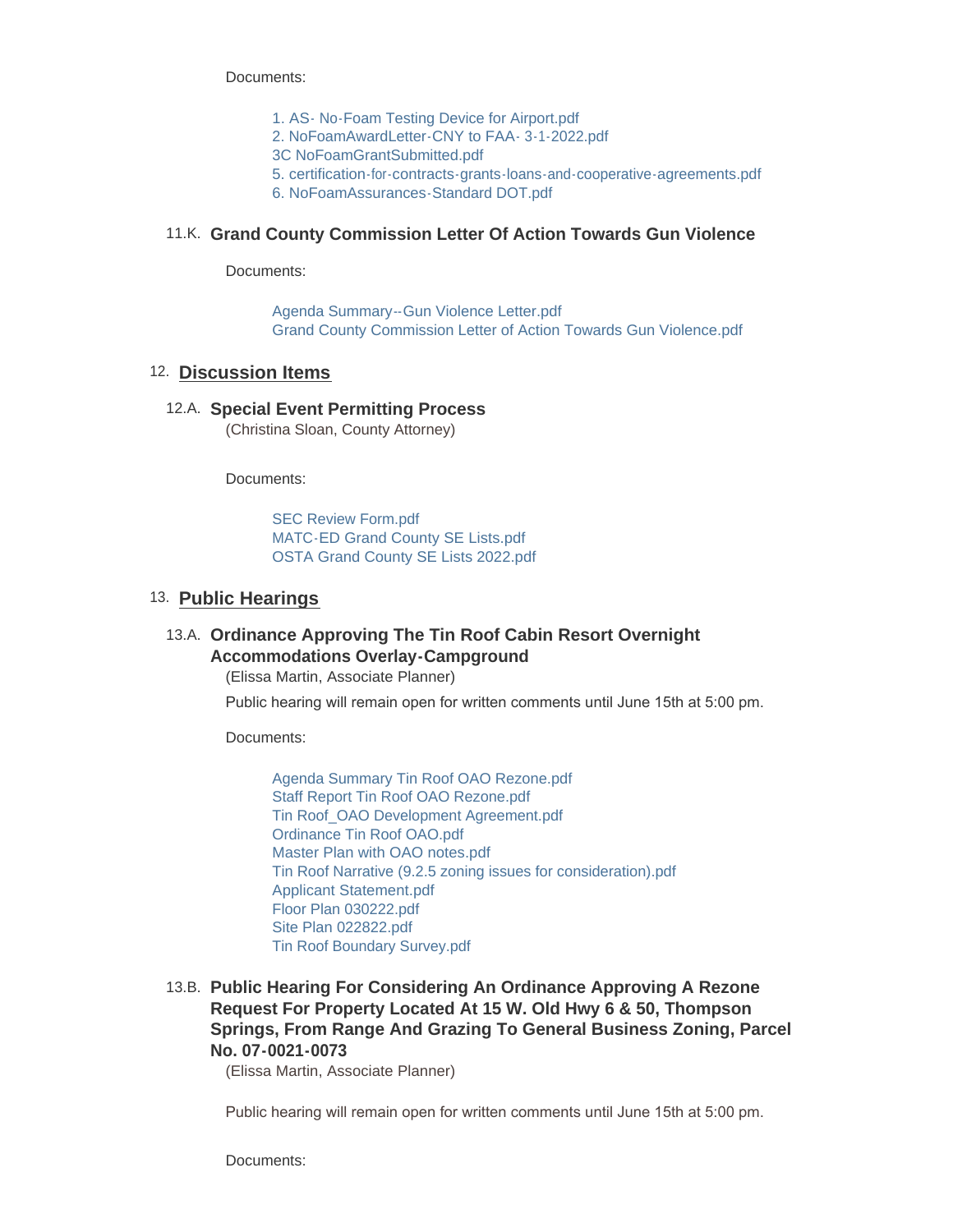Documents:

- 1. AS- No-Foam Testing Device for Airport.pdf
- 2. NoFoamAwardLetter-CNY to FAA- 3-1-2022.pdf
- 3C NoFoamGrantSubmitted.pdf
- 5. certification-for-contracts-grants-loans-and-cooperative-agreements.pdf
- 6. NoFoamAssurances-Standard DOT.pdf

### 11.K. Grand County Commission Letter Of Action Towards Gun Violence

Documents:

- Agenda Summary--Gun Violence Letter.pdf
- Grand County Commission Letter of Action Towards Gun Violence.pdf

## 12. Discussion Items

### 12.A. Special Event Permitting Process

(Christina Sloan, County Attorney)

Documents:

- SEC Review Form.pdf
- MATC-ED Grand County SE Lists.pdf
- OSTA Grand County SE Lists 2022.pdf

## 13. Public Hearings

### 13.A. Ordinance Approving The Tin Roof Cabin Resort Overnight Accommodations Overlay-Campground

(Elissa Martin, Associate Planner)

Public hearing will remain open for written comments until June 15th at 5:00 pm.

Documents:

- Agenda Summary Tin Roof OAO Rezone.pdf
- Staff Report Tin Roof OAO Rezone.pdf
- Tin Roof_OAO Development Agreement.pdf
- Ordinance Tin Roof OAO.pdf
- Master Plan with OAO notes.pdf
- Tin Roof Narrative (9.2.5 zoning issues for consideration).pdf
- Applicant Statement.pdf
- Floor Plan 030222.pdf
- Site Plan 022822.pdf
- Tin Roof Boundary Survey.pdf

### 13.B. Public Hearing For Considering An Ordinance Approving A Rezone Request For Property Located At 15 W. Old Hwy 6 & 50, Thompson Springs, From Range And Grazing To General Business Zoning, Parcel No. 07-0021-0073

(Elissa Martin, Associate Planner)

Public hearing will remain open for written comments until June 15th at 5:00 pm.

Documents: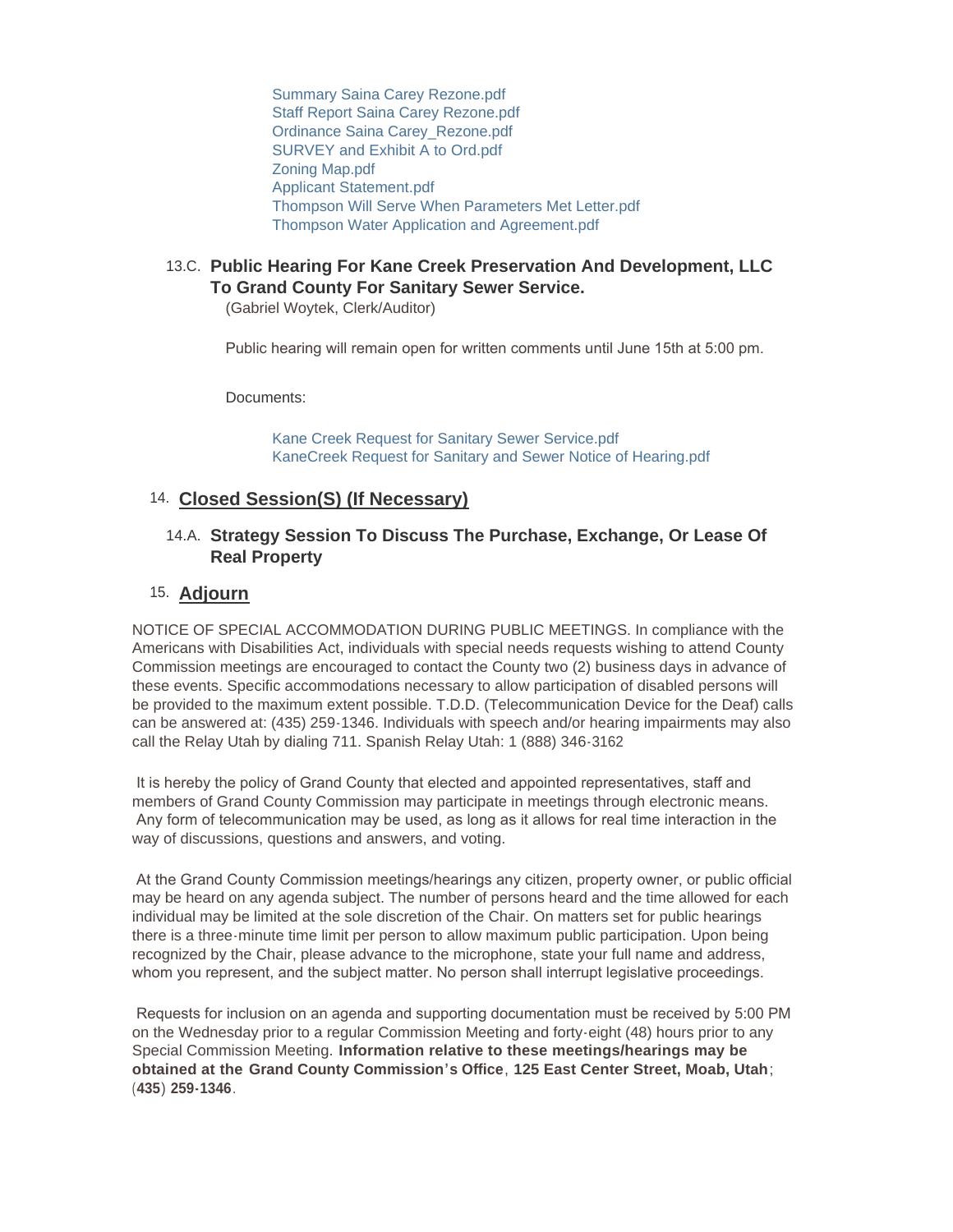Summary Saina Carey Rezone.pdf
Staff Report Saina Carey Rezone.pdf
Ordinance Saina Carey_Rezone.pdf
SURVEY and Exhibit A to Ord.pdf
Zoning Map.pdf
Applicant Statement.pdf
Thompson Will Serve When Parameters Met Letter.pdf
Thompson Water Application and Agreement.pdf

### 13.C. Public Hearing For Kane Creek Preservation And Development, LLC To Grand County For Sanitary Sewer Service.

(Gabriel Woytek, Clerk/Auditor)

Public hearing will remain open for written comments until June 15th at 5:00 pm.

Documents:

Kane Creek Request for Sanitary Sewer Service.pdf
KaneCreek Request for Sanitary and Sewer Notice of Hearing.pdf

## 14. Closed Session(S) (If Necessary)

### 14.A. Strategy Session To Discuss The Purchase, Exchange, Or Lease Of Real Property

## 15. Adjourn

NOTICE OF SPECIAL ACCOMMODATION DURING PUBLIC MEETINGS. In compliance with the Americans with Disabilities Act, individuals with special needs requests wishing to attend County Commission meetings are encouraged to contact the County two (2) business days in advance of these events. Specific accommodations necessary to allow participation of disabled persons will be provided to the maximum extent possible. T.D.D. (Telecommunication Device for the Deaf) calls can be answered at: (435) 259-1346. Individuals with speech and/or hearing impairments may also call the Relay Utah by dialing 711. Spanish Relay Utah: 1 (888) 346-3162

It is hereby the policy of Grand County that elected and appointed representatives, staff and members of Grand County Commission may participate in meetings through electronic means. Any form of telecommunication may be used, as long as it allows for real time interaction in the way of discussions, questions and answers, and voting.

At the Grand County Commission meetings/hearings any citizen, property owner, or public official may be heard on any agenda subject. The number of persons heard and the time allowed for each individual may be limited at the sole discretion of the Chair. On matters set for public hearings there is a three-minute time limit per person to allow maximum public participation. Upon being recognized by the Chair, please advance to the microphone, state your full name and address, whom you represent, and the subject matter. No person shall interrupt legislative proceedings.

Requests for inclusion on an agenda and supporting documentation must be received by 5:00 PM on the Wednesday prior to a regular Commission Meeting and forty-eight (48) hours prior to any Special Commission Meeting. **Information relative to these meetings/hearings may be obtained at the Grand County Commission's Office**, **125 East Center Street, Moab, Utah**; (**435**) **259-1346**.